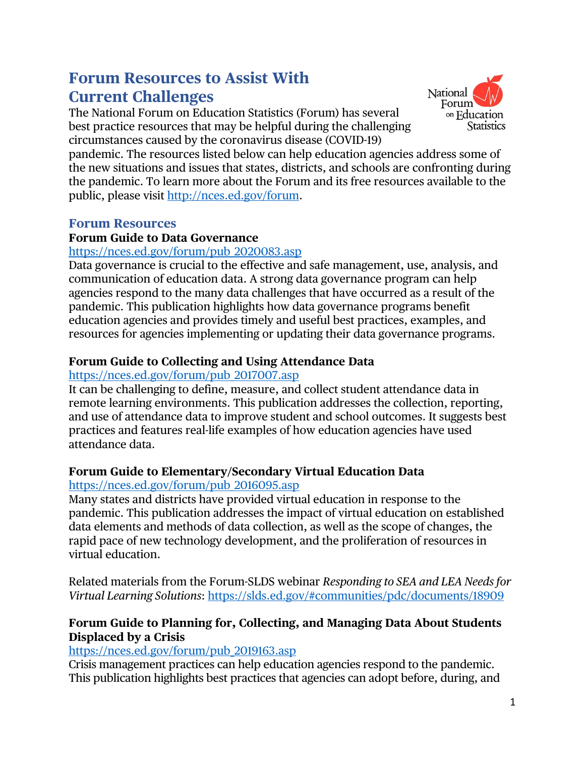# Forum Resources to Assist With Current Challenges

The National Forum on Education Statistics (Forum) has several best practice resources that may be helpful during the challenging circumstances caused by the coronavirus disease (COVID-19) pandemic. The resources listed below can help education agencies address some of the new situations and issues that states, districts, and schools are confronting during the pandemic. To learn more about the Forum and its free resources available to the public, please visit http://nces.ed.gov/forum.

## Forum Resources

### Forum Guide to Data Governance

https://nces.ed.gov/forum/pub_2020083.asp

Data governance is crucial to the effective and safe management, use, analysis, and communication of education data. A strong data governance program can help agencies respond to the many data challenges that have occurred as a result of the pandemic. This publication highlights how data governance programs benefit education agencies and provides timely and useful best practices, examples, and resources for agencies implementing or updating their data governance programs.

### Forum Guide to Collecting and Using Attendance Data

https://nces.ed.gov/forum/pub_2017007.asp

It can be challenging to define, measure, and collect student attendance data in remote learning environments. This publication addresses the collection, reporting, and use of attendance data to improve student and school outcomes. It suggests best practices and features real-life examples of how education agencies have used attendance data.

### Forum Guide to Elementary/Secondary Virtual Education Data

https://nces.ed.gov/forum/pub_2016095.asp

Many states and districts have provided virtual education in response to the pandemic. This publication addresses the impact of virtual education on established data elements and methods of data collection, as well as the scope of changes, the rapid pace of new technology development, and the proliferation of resources in virtual education.

Related materials from the Forum-SLDS webinar *Responding to SEA and LEA Needs for Virtual Learning Solutions*: https://slds.ed.gov/#communities/pdc/documents/18909

### Forum Guide to Planning for, Collecting, and Managing Data About Students Displaced by a Crisis

https://nces.ed.gov/forum/pub_2019163.asp

Crisis management practices can help education agencies respond to the pandemic. This publication highlights best practices that agencies can adopt before, during, and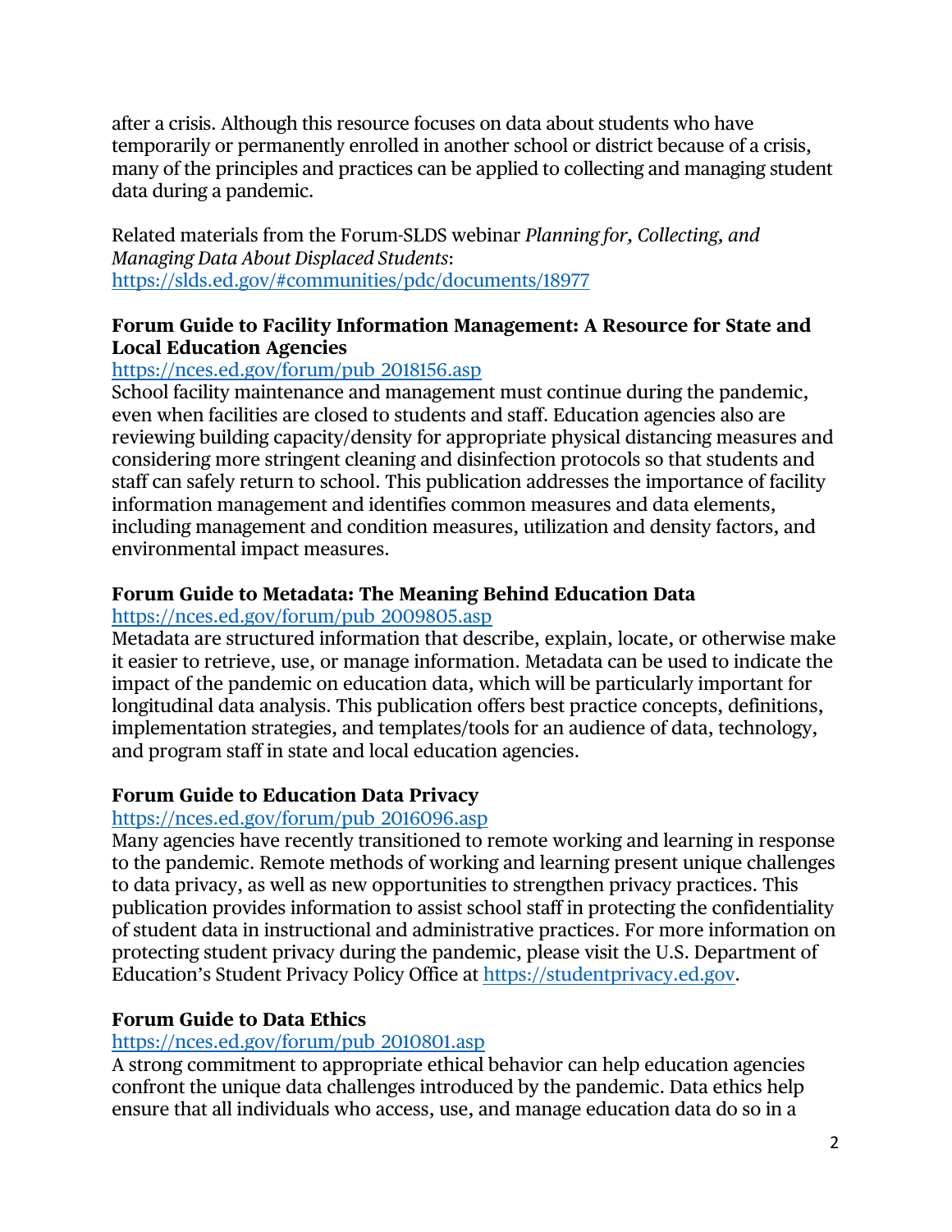after a crisis. Although this resource focuses on data about students who have temporarily or permanently enrolled in another school or district because of a crisis, many of the principles and practices can be applied to collecting and managing student data during a pandemic.

Related materials from the Forum-SLDS webinar *Planning for, Collecting, and Managing Data About Displaced Students*: https://slds.ed.gov/#communities/pdc/documents/18977

**Forum Guide to Facility Information Management: A Resource for State and Local Education Agencies**
https://nces.ed.gov/forum/pub_2018156.asp
School facility maintenance and management must continue during the pandemic, even when facilities are closed to students and staff. Education agencies also are reviewing building capacity/density for appropriate physical distancing measures and considering more stringent cleaning and disinfection protocols so that students and staff can safely return to school. This publication addresses the importance of facility information management and identifies common measures and data elements, including management and condition measures, utilization and density factors, and environmental impact measures.

**Forum Guide to Metadata: The Meaning Behind Education Data**
https://nces.ed.gov/forum/pub_2009805.asp
Metadata are structured information that describe, explain, locate, or otherwise make it easier to retrieve, use, or manage information. Metadata can be used to indicate the impact of the pandemic on education data, which will be particularly important for longitudinal data analysis. This publication offers best practice concepts, definitions, implementation strategies, and templates/tools for an audience of data, technology, and program staff in state and local education agencies.

**Forum Guide to Education Data Privacy**
https://nces.ed.gov/forum/pub_2016096.asp
Many agencies have recently transitioned to remote working and learning in response to the pandemic. Remote methods of working and learning present unique challenges to data privacy, as well as new opportunities to strengthen privacy practices. This publication provides information to assist school staff in protecting the confidentiality of student data in instructional and administrative practices. For more information on protecting student privacy during the pandemic, please visit the U.S. Department of Education's Student Privacy Policy Office at https://studentprivacy.ed.gov.

**Forum Guide to Data Ethics**
https://nces.ed.gov/forum/pub_2010801.asp
A strong commitment to appropriate ethical behavior can help education agencies confront the unique data challenges introduced by the pandemic. Data ethics help ensure that all individuals who access, use, and manage education data do so in a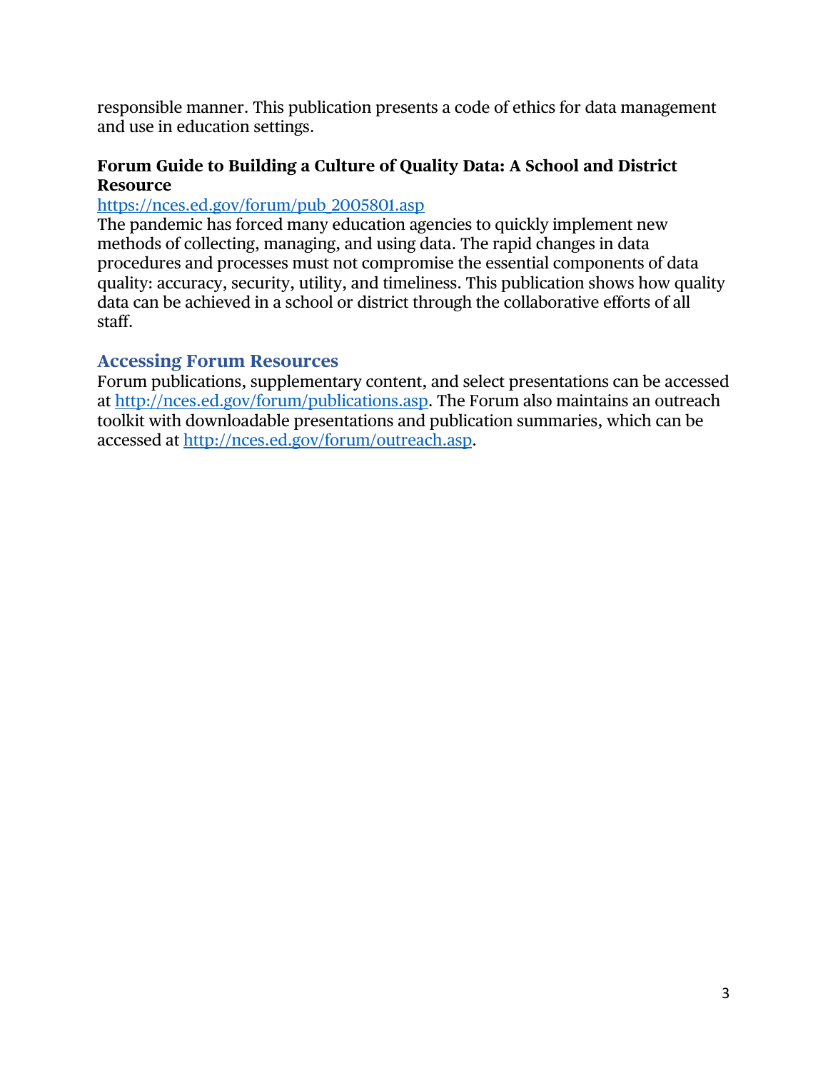responsible manner. This publication presents a code of ethics for data management and use in education settings.

**Forum Guide to Building a Culture of Quality Data: A School and District Resource**
https://nces.ed.gov/forum/pub_2005801.asp
The pandemic has forced many education agencies to quickly implement new methods of collecting, managing, and using data. The rapid changes in data procedures and processes must not compromise the essential components of data quality: accuracy, security, utility, and timeliness. This publication shows how quality data can be achieved in a school or district through the collaborative efforts of all staff.

## Accessing Forum Resources

Forum publications, supplementary content, and select presentations can be accessed at http://nces.ed.gov/forum/publications.asp. The Forum also maintains an outreach toolkit with downloadable presentations and publication summaries, which can be accessed at http://nces.ed.gov/forum/outreach.asp.